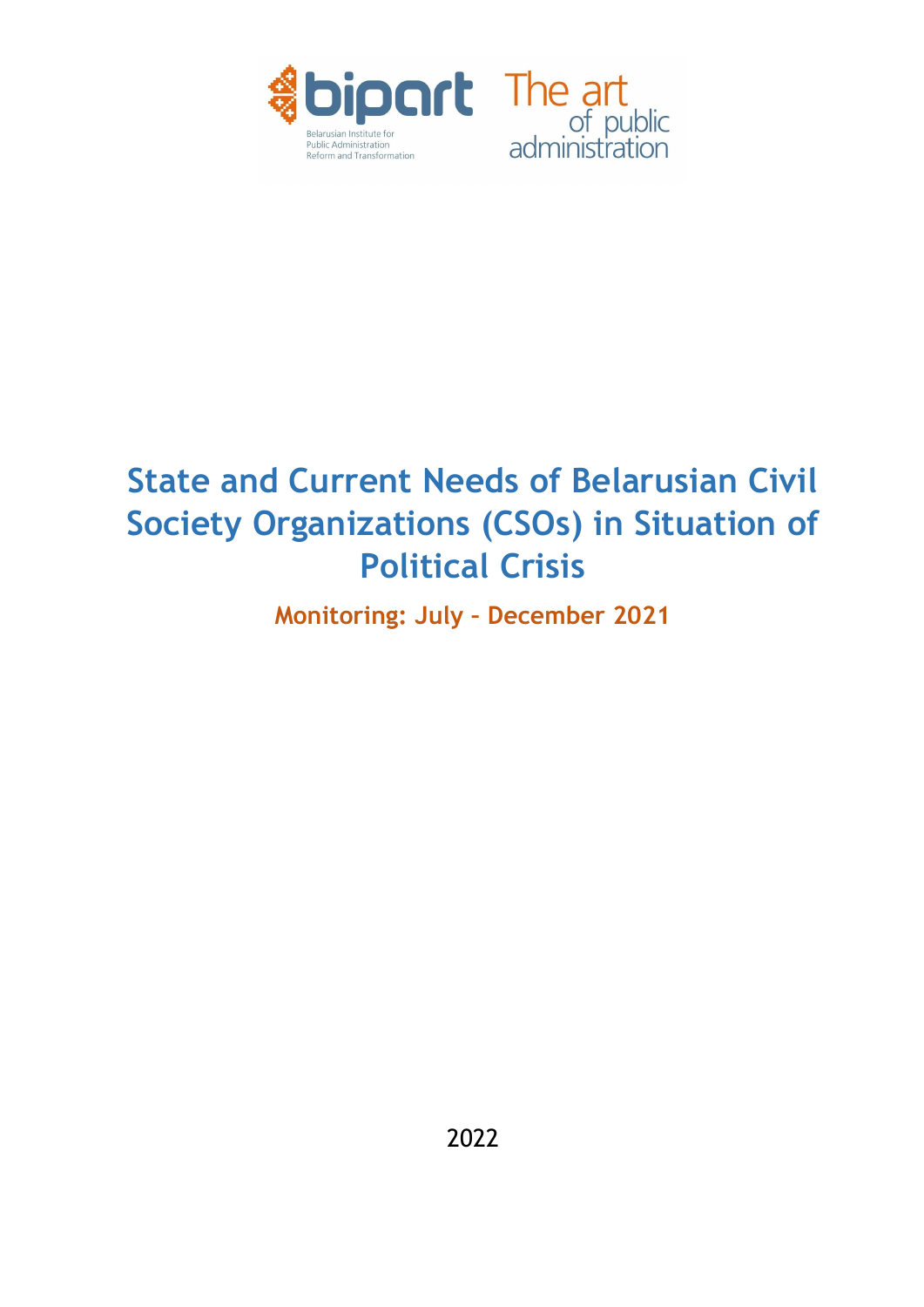bipart

Belarusian Institute for Public Administration Reform and Transformation

The art of public administration

# State and Current Needs of Belarusian Civil Society Organizations (CSOs) in Situation of Political Crisis

## Monitoring: July – December 2021

2022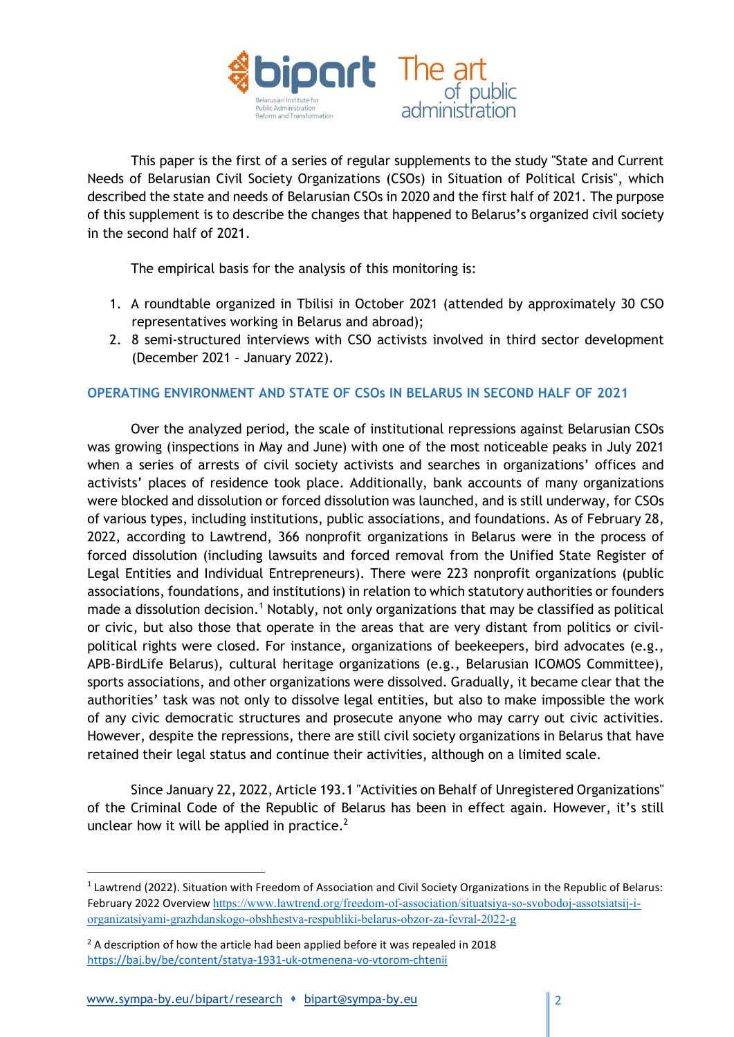This paper is the first of a series of regular supplements to the study "State and Current Needs of Belarusian Civil Society Organizations (CSOs) in Situation of Political Crisis", which described the state and needs of Belarusian CSOs in 2020 and the first half of 2021. The purpose of this supplement is to describe the changes that happened to Belarus's organized civil society in the second half of 2021.

The empirical basis for the analysis of this monitoring is:

1. A roundtable organized in Tbilisi in October 2021 (attended by approximately 30 CSO representatives working in Belarus and abroad);
2. 8 semi-structured interviews with CSO activists involved in third sector development (December 2021 – January 2022).

## OPERATING ENVIRONMENT AND STATE OF CSOs IN BELARUS IN SECOND HALF OF 2021

Over the analyzed period, the scale of institutional repressions against Belarusian CSOs was growing (inspections in May and June) with one of the most noticeable peaks in July 2021 when a series of arrests of civil society activists and searches in organizations' offices and activists' places of residence took place. Additionally, bank accounts of many organizations were blocked and dissolution or forced dissolution was launched, and is still underway, for CSOs of various types, including institutions, public associations, and foundations. As of February 28, 2022, according to Lawtrend, 366 nonprofit organizations in Belarus were in the process of forced dissolution (including lawsuits and forced removal from the Unified State Register of Legal Entities and Individual Entrepreneurs). There were 223 nonprofit organizations (public associations, foundations, and institutions) in relation to which statutory authorities or founders made a dissolution decision.[1] Notably, not only organizations that may be classified as political or civic, but also those that operate in the areas that are very distant from politics or civil-political rights were closed. For instance, organizations of beekeepers, bird advocates (e.g., APB-BirdLife Belarus), cultural heritage organizations (e.g., Belarusian ICOMOS Committee), sports associations, and other organizations were dissolved. Gradually, it became clear that the authorities' task was not only to dissolve legal entities, but also to make impossible the work of any civic democratic structures and prosecute anyone who may carry out civic activities. However, despite the repressions, there are still civil society organizations in Belarus that have retained their legal status and continue their activities, although on a limited scale.

Since January 22, 2022, Article 193.1 "Activities on Behalf of Unregistered Organizations" of the Criminal Code of the Republic of Belarus has been in effect again. However, it's still unclear how it will be applied in practice.[2]

---

[1] Lawtrend (2022). Situation with Freedom of Association and Civil Society Organizations in the Republic of Belarus: February 2022 Overview https://www.lawtrend.org/freedom-of-association/situatsiya-so-svobodoj-assotsiatsij-i-organizatsiyami-grazhdanskogo-obshhestva-respubliki-belarus-obzor-za-fevral-2022-g

[2] A description of how the article had been applied before it was repealed in 2018 https://baj.by/be/content/statya-1931-uk-otmenena-vo-vtorom-chtenii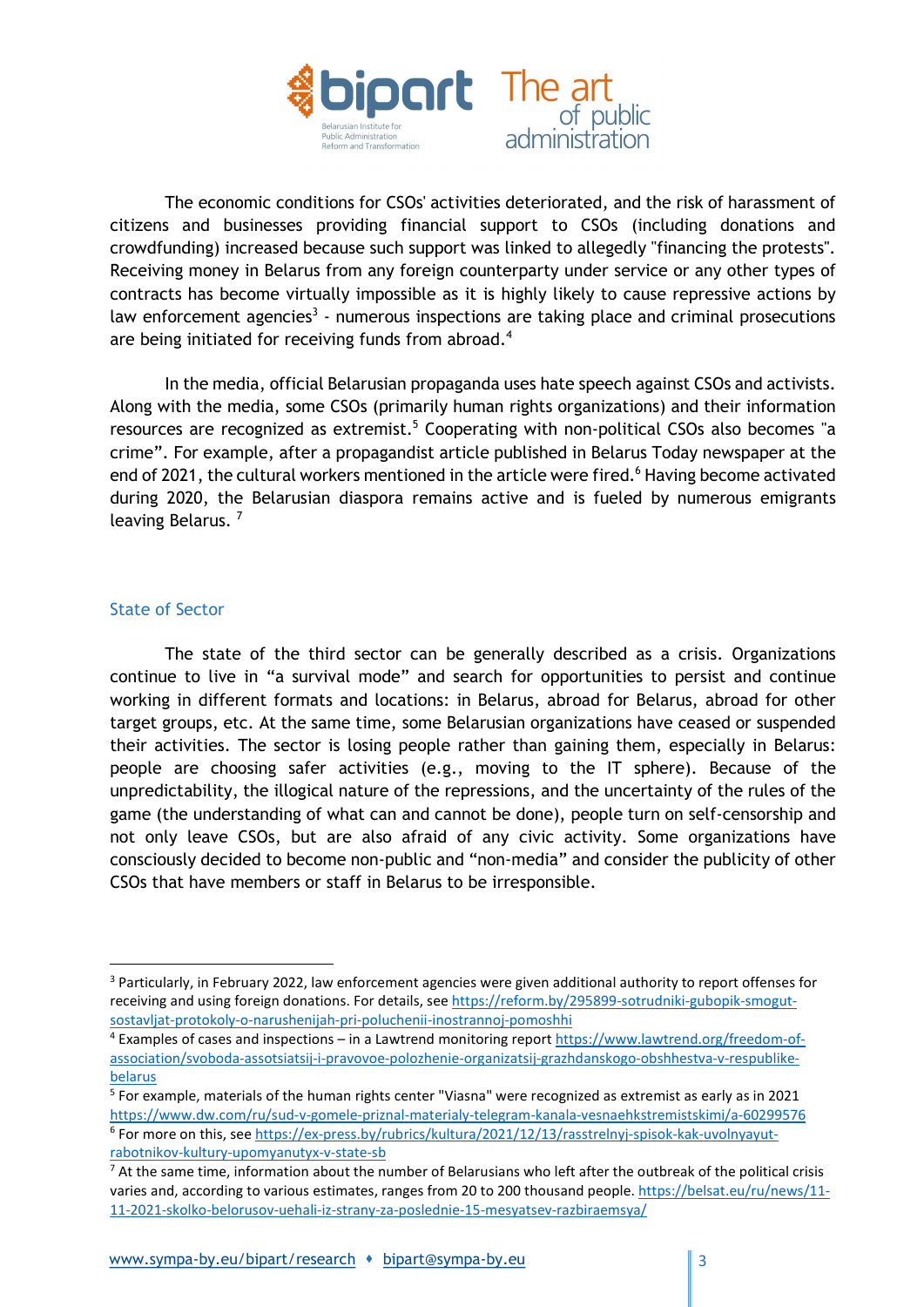The economic conditions for CSOs' activities deteriorated, and the risk of harassment of citizens and businesses providing financial support to CSOs (including donations and crowdfunding) increased because such support was linked to allegedly "financing the protests". Receiving money in Belarus from any foreign counterparty under service or any other types of contracts has become virtually impossible as it is highly likely to cause repressive actions by law enforcement agencies[3] - numerous inspections are taking place and criminal prosecutions are being initiated for receiving funds from abroad.[4]

In the media, official Belarusian propaganda uses hate speech against CSOs and activists. Along with the media, some CSOs (primarily human rights organizations) and their information resources are recognized as extremist.[5] Cooperating with non-political CSOs also becomes "a crime". For example, after a propagandist article published in Belarus Today newspaper at the end of 2021, the cultural workers mentioned in the article were fired.[6] Having become activated during 2020, the Belarusian diaspora remains active and is fueled by numerous emigrants leaving Belarus. [7]

## State of Sector

The state of the third sector can be generally described as a crisis. Organizations continue to live in "a survival mode" and search for opportunities to persist and continue working in different formats and locations: in Belarus, abroad for Belarus, abroad for other target groups, etc. At the same time, some Belarusian organizations have ceased or suspended their activities. The sector is losing people rather than gaining them, especially in Belarus: people are choosing safer activities (e.g., moving to the IT sphere). Because of the unpredictability, the illogical nature of the repressions, and the uncertainty of the rules of the game (the understanding of what can and cannot be done), people turn on self-censorship and not only leave CSOs, but are also afraid of any civic activity. Some organizations have consciously decided to become non-public and "non-media" and consider the publicity of other CSOs that have members or staff in Belarus to be irresponsible.

---

[3] Particularly, in February 2022, law enforcement agencies were given additional authority to report offenses for receiving and using foreign donations. For details, see https://reform.by/295899-sotrudniki-gubopik-smogut-sostavljat-protokoly-o-narushenijah-pri-poluchenii-inostrannoj-pomoshhi

[4] Examples of cases and inspections – in a Lawtrend monitoring report https://www.lawtrend.org/freedom-of-association/svoboda-assotsiatsij-i-pravovoe-polozhenie-organizatsij-grazhdanskogo-obshhestva-v-respublike-belarus

[5] For example, materials of the human rights center "Viasna" were recognized as extremist as early as in 2021 https://www.dw.com/ru/sud-v-gomele-priznal-materialy-telegram-kanala-vesnaehkstremistskimi/a-60299576

[6] For more on this, see https://ex-press.by/rubrics/kultura/2021/12/13/rasstrelnyj-spisok-kak-uvolnyayut-rabotnikov-kultury-upomyanutyx-v-state-sb

[7] At the same time, information about the number of Belarusians who left after the outbreak of the political crisis varies and, according to various estimates, ranges from 20 to 200 thousand people. https://belsat.eu/ru/news/11-11-2021-skolko-belorusov-uehali-iz-strany-za-poslednie-15-mesyatsev-razbiraemsya/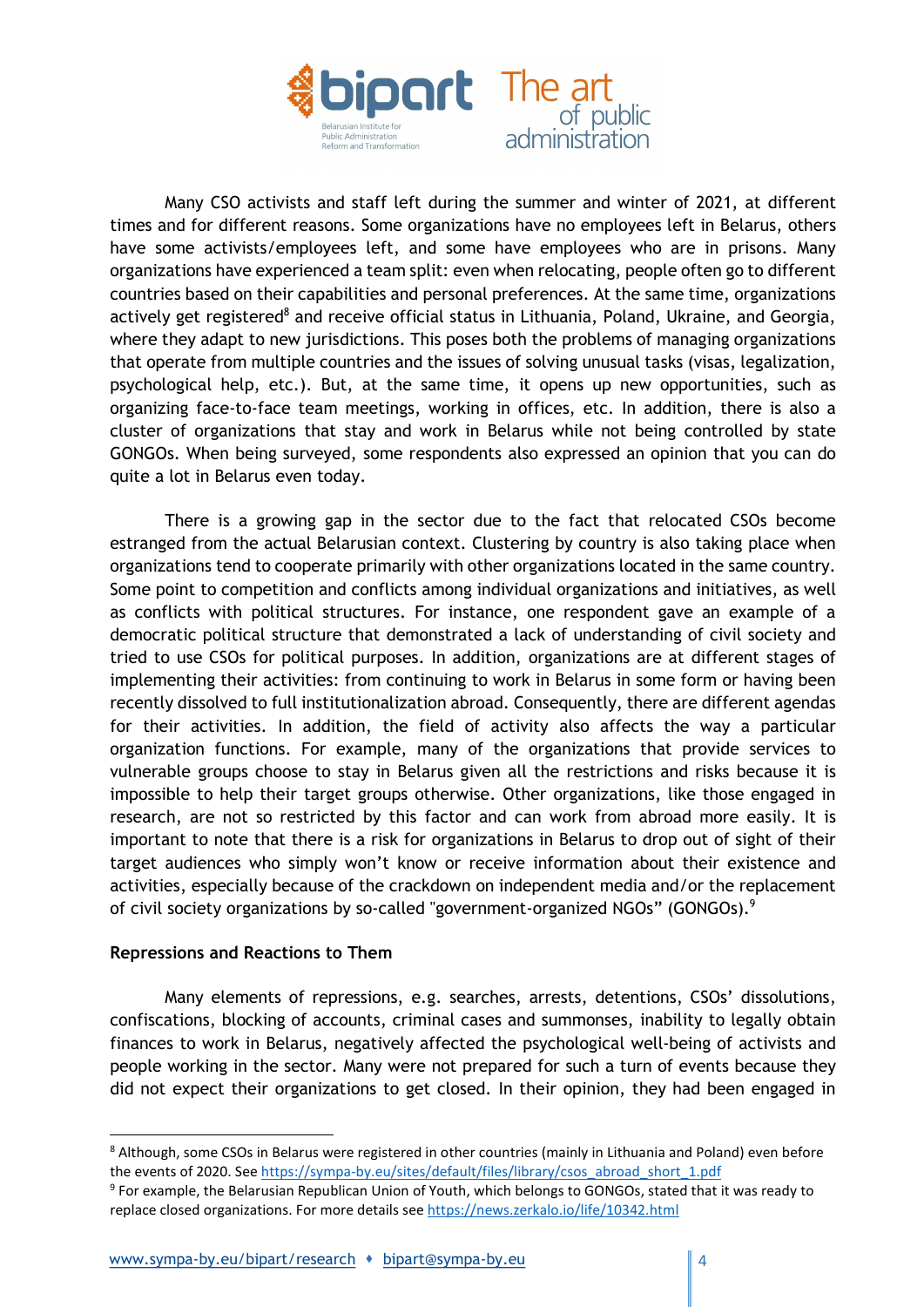Many CSO activists and staff left during the summer and winter of 2021, at different times and for different reasons. Some organizations have no employees left in Belarus, others have some activists/employees left, and some have employees who are in prisons. Many organizations have experienced a team split: even when relocating, people often go to different countries based on their capabilities and personal preferences. At the same time, organizations actively get registered[8] and receive official status in Lithuania, Poland, Ukraine, and Georgia, where they adapt to new jurisdictions. This poses both the problems of managing organizations that operate from multiple countries and the issues of solving unusual tasks (visas, legalization, psychological help, etc.). But, at the same time, it opens up new opportunities, such as organizing face-to-face team meetings, working in offices, etc. In addition, there is also a cluster of organizations that stay and work in Belarus while not being controlled by state GONGOs. When being surveyed, some respondents also expressed an opinion that you can do quite a lot in Belarus even today.

There is a growing gap in the sector due to the fact that relocated CSOs become estranged from the actual Belarusian context. Clustering by country is also taking place when organizations tend to cooperate primarily with other organizations located in the same country. Some point to competition and conflicts among individual organizations and initiatives, as well as conflicts with political structures. For instance, one respondent gave an example of a democratic political structure that demonstrated a lack of understanding of civil society and tried to use CSOs for political purposes. In addition, organizations are at different stages of implementing their activities: from continuing to work in Belarus in some form or having been recently dissolved to full institutionalization abroad. Consequently, there are different agendas for their activities. In addition, the field of activity also affects the way a particular organization functions. For example, many of the organizations that provide services to vulnerable groups choose to stay in Belarus given all the restrictions and risks because it is impossible to help their target groups otherwise. Other organizations, like those engaged in research, are not so restricted by this factor and can work from abroad more easily. It is important to note that there is a risk for organizations in Belarus to drop out of sight of their target audiences who simply won't know or receive information about their existence and activities, especially because of the crackdown on independent media and/or the replacement of civil society organizations by so-called "government-organized NGOs" (GONGOs).[9]

**Repressions and Reactions to Them**

Many elements of repressions, e.g. searches, arrests, detentions, CSOs' dissolutions, confiscations, blocking of accounts, criminal cases and summonses, inability to legally obtain finances to work in Belarus, negatively affected the psychological well-being of activists and people working in the sector. Many were not prepared for such a turn of events because they did not expect their organizations to get closed. In their opinion, they had been engaged in

---

[8] Although, some CSOs in Belarus were registered in other countries (mainly in Lithuania and Poland) even before the events of 2020. See https://sympa-by.eu/sites/default/files/library/csos_abroad_short_1.pdf

[9] For example, the Belarusian Republican Union of Youth, which belongs to GONGOs, stated that it was ready to replace closed organizations. For more details see https://news.zerkalo.io/life/10342.html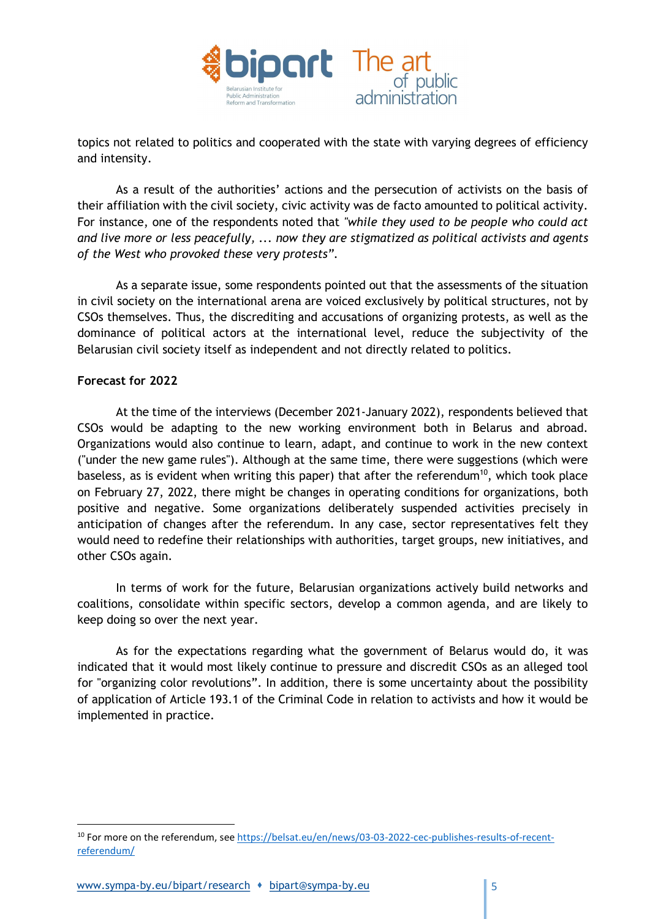topics not related to politics and cooperated with the state with varying degrees of efficiency and intensity.

As a result of the authorities' actions and the persecution of activists on the basis of their affiliation with the civil society, civic activity was de facto amounted to political activity. For instance, one of the respondents noted that *"while they used to be people who could act and live more or less peacefully, ... now they are stigmatized as political activists and agents of the West who provoked these very protests"*.

As a separate issue, some respondents pointed out that the assessments of the situation in civil society on the international arena are voiced exclusively by political structures, not by CSOs themselves. Thus, the discrediting and accusations of organizing protests, as well as the dominance of political actors at the international level, reduce the subjectivity of the Belarusian civil society itself as independent and not directly related to politics.

**Forecast for 2022**

At the time of the interviews (December 2021-January 2022), respondents believed that CSOs would be adapting to the new working environment both in Belarus and abroad. Organizations would also continue to learn, adapt, and continue to work in the new context ("under the new game rules"). Although at the same time, there were suggestions (which were baseless, as is evident when writing this paper) that after the referendum[10], which took place on February 27, 2022, there might be changes in operating conditions for organizations, both positive and negative. Some organizations deliberately suspended activities precisely in anticipation of changes after the referendum. In any case, sector representatives felt they would need to redefine their relationships with authorities, target groups, new initiatives, and other CSOs again.

In terms of work for the future, Belarusian organizations actively build networks and coalitions, consolidate within specific sectors, develop a common agenda, and are likely to keep doing so over the next year.

As for the expectations regarding what the government of Belarus would do, it was indicated that it would most likely continue to pressure and discredit CSOs as an alleged tool for "organizing color revolutions". In addition, there is some uncertainty about the possibility of application of Article 193.1 of the Criminal Code in relation to activists and how it would be implemented in practice.

[10] For more on the referendum, see https://belsat.eu/en/news/03-03-2022-cec-publishes-results-of-recent-referendum/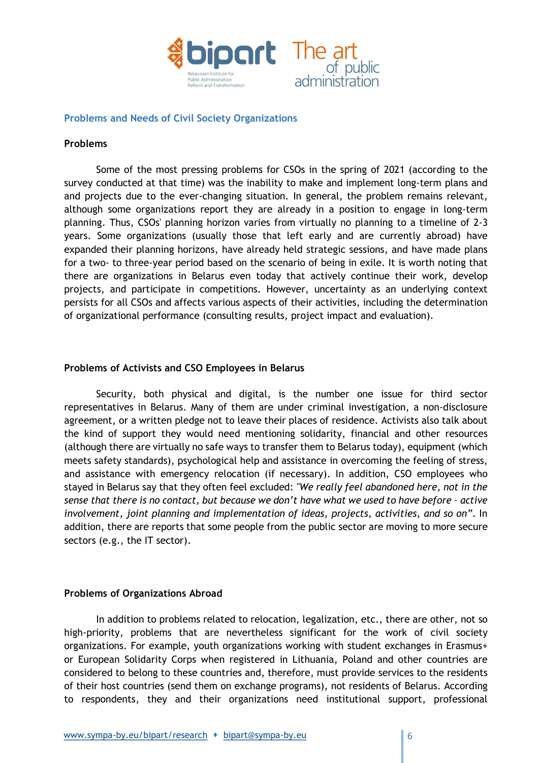## Problems and Needs of Civil Society Organizations

### Problems

Some of the most pressing problems for CSOs in the spring of 2021 (according to the survey conducted at that time) was the inability to make and implement long-term plans and and projects due to the ever-changing situation. In general, the problem remains relevant, although some organizations report they are already in a position to engage in long-term planning. Thus, CSOs' planning horizon varies from virtually no planning to a timeline of 2-3 years. Some organizations (usually those that left early and are currently abroad) have expanded their planning horizons, have already held strategic sessions, and have made plans for a two- to three-year period based on the scenario of being in exile. It is worth noting that there are organizations in Belarus even today that actively continue their work, develop projects, and participate in competitions. However, uncertainty as an underlying context persists for all CSOs and affects various aspects of their activities, including the determination of organizational performance (consulting results, project impact and evaluation).

### Problems of Activists and CSO Employees in Belarus

Security, both physical and digital, is the number one issue for third sector representatives in Belarus. Many of them are under criminal investigation, a non-disclosure agreement, or a written pledge not to leave their places of residence. Activists also talk about the kind of support they would need mentioning solidarity, financial and other resources (although there are virtually no safe ways to transfer them to Belarus today), equipment (which meets safety standards), psychological help and assistance in overcoming the feeling of stress, and assistance with emergency relocation (if necessary). In addition, CSO employees who stayed in Belarus say that they often feel excluded: *"We really feel abandoned here, not in the sense that there is no contact, but because we don't have what we used to have before – active involvement, joint planning and implementation of ideas, projects, activities, and so on"*. In addition, there are reports that some people from the public sector are moving to more secure sectors (e.g., the IT sector).

### Problems of Organizations Abroad

In addition to problems related to relocation, legalization, etc., there are other, not so high-priority, problems that are nevertheless significant for the work of civil society organizations. For example, youth organizations working with student exchanges in Erasmus+ or European Solidarity Corps when registered in Lithuania, Poland and other countries are considered to belong to these countries and, therefore, must provide services to the residents of their host countries (send them on exchange programs), not residents of Belarus. According to respondents, they and their organizations need institutional support, professional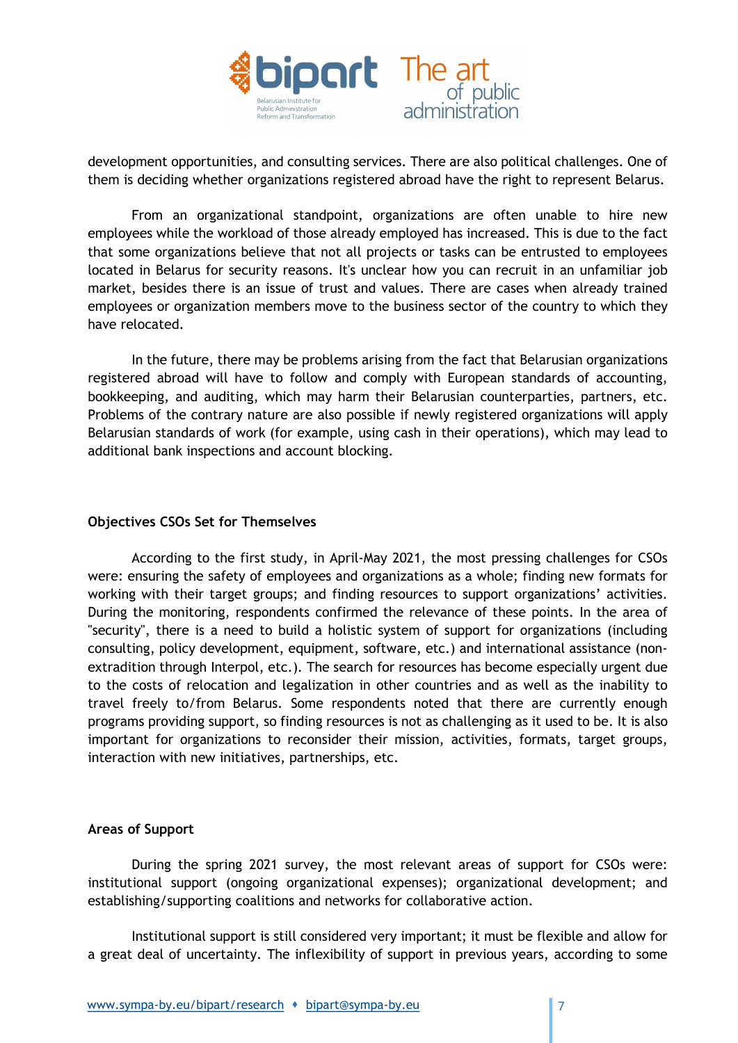development opportunities, and consulting services. There are also political challenges. One of them is deciding whether organizations registered abroad have the right to represent Belarus.

From an organizational standpoint, organizations are often unable to hire new employees while the workload of those already employed has increased. This is due to the fact that some organizations believe that not all projects or tasks can be entrusted to employees located in Belarus for security reasons. It's unclear how you can recruit in an unfamiliar job market, besides there is an issue of trust and values. There are cases when already trained employees or organization members move to the business sector of the country to which they have relocated.

In the future, there may be problems arising from the fact that Belarusian organizations registered abroad will have to follow and comply with European standards of accounting, bookkeeping, and auditing, which may harm their Belarusian counterparties, partners, etc. Problems of the contrary nature are also possible if newly registered organizations will apply Belarusian standards of work (for example, using cash in their operations), which may lead to additional bank inspections and account blocking.

**Objectives CSOs Set for Themselves**

According to the first study, in April-May 2021, the most pressing challenges for CSOs were: ensuring the safety of employees and organizations as a whole; finding new formats for working with their target groups; and finding resources to support organizations' activities. During the monitoring, respondents confirmed the relevance of these points. In the area of "security", there is a need to build a holistic system of support for organizations (including consulting, policy development, equipment, software, etc.) and international assistance (non-extradition through Interpol, etc.). The search for resources has become especially urgent due to the costs of relocation and legalization in other countries and as well as the inability to travel freely to/from Belarus. Some respondents noted that there are currently enough programs providing support, so finding resources is not as challenging as it used to be. It is also important for organizations to reconsider their mission, activities, formats, target groups, interaction with new initiatives, partnerships, etc.

**Areas of Support**

During the spring 2021 survey, the most relevant areas of support for CSOs were: institutional support (ongoing organizational expenses); organizational development; and establishing/supporting coalitions and networks for collaborative action.

Institutional support is still considered very important; it must be flexible and allow for a great deal of uncertainty. The inflexibility of support in previous years, according to some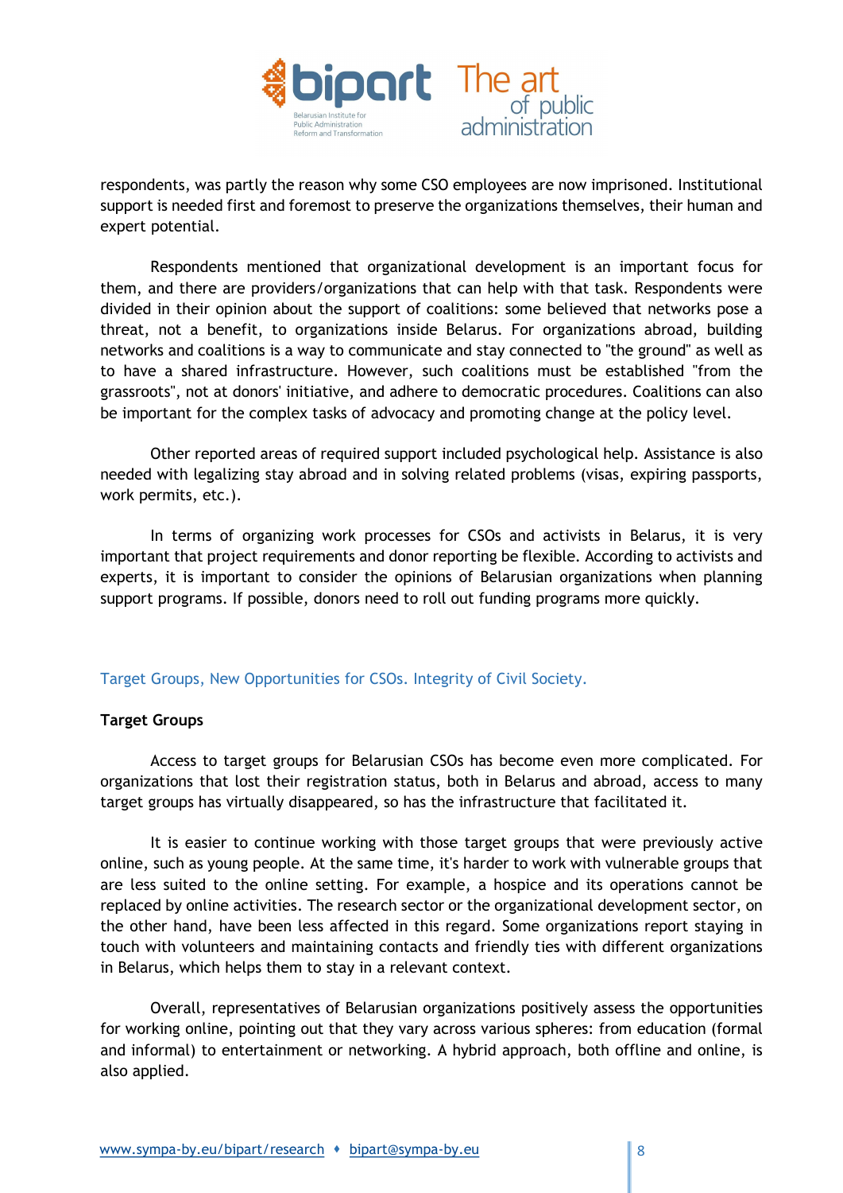respondents, was partly the reason why some CSO employees are now imprisoned. Institutional support is needed first and foremost to preserve the organizations themselves, their human and expert potential.

Respondents mentioned that organizational development is an important focus for them, and there are providers/organizations that can help with that task. Respondents were divided in their opinion about the support of coalitions: some believed that networks pose a threat, not a benefit, to organizations inside Belarus. For organizations abroad, building networks and coalitions is a way to communicate and stay connected to "the ground" as well as to have a shared infrastructure. However, such coalitions must be established "from the grassroots", not at donors' initiative, and adhere to democratic procedures. Coalitions can also be important for the complex tasks of advocacy and promoting change at the policy level.

Other reported areas of required support included psychological help. Assistance is also needed with legalizing stay abroad and in solving related problems (visas, expiring passports, work permits, etc.).

In terms of organizing work processes for CSOs and activists in Belarus, it is very important that project requirements and donor reporting be flexible. According to activists and experts, it is important to consider the opinions of Belarusian organizations when planning support programs. If possible, donors need to roll out funding programs more quickly.

## Target Groups, New Opportunities for CSOs. Integrity of Civil Society.

### Target Groups

Access to target groups for Belarusian CSOs has become even more complicated. For organizations that lost their registration status, both in Belarus and abroad, access to many target groups has virtually disappeared, so has the infrastructure that facilitated it.

It is easier to continue working with those target groups that were previously active online, such as young people. At the same time, it's harder to work with vulnerable groups that are less suited to the online setting. For example, a hospice and its operations cannot be replaced by online activities. The research sector or the organizational development sector, on the other hand, have been less affected in this regard. Some organizations report staying in touch with volunteers and maintaining contacts and friendly ties with different organizations in Belarus, which helps them to stay in a relevant context.

Overall, representatives of Belarusian organizations positively assess the opportunities for working online, pointing out that they vary across various spheres: from education (formal and informal) to entertainment or networking. A hybrid approach, both offline and online, is also applied.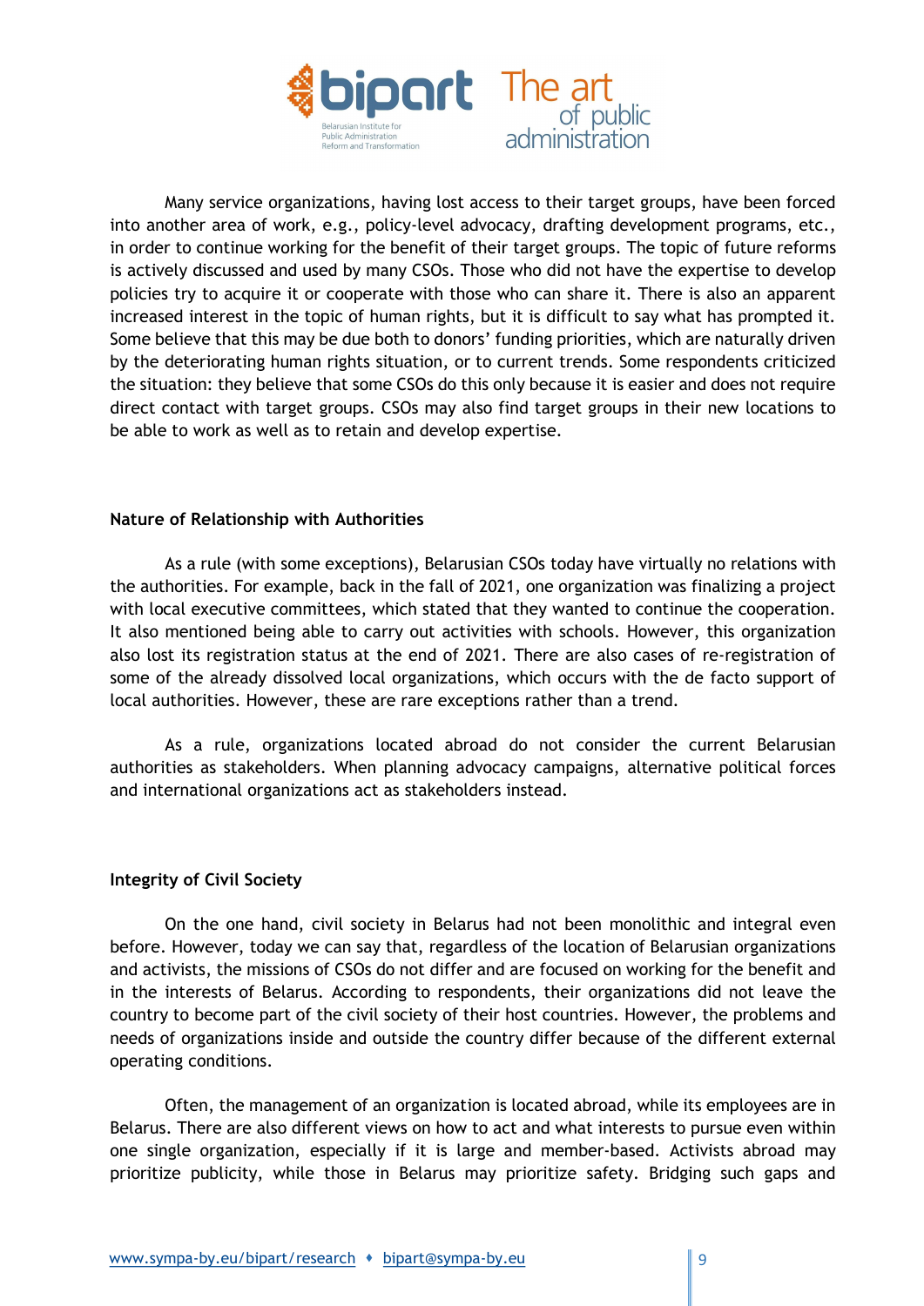Many service organizations, having lost access to their target groups, have been forced into another area of work, e.g., policy-level advocacy, drafting development programs, etc., in order to continue working for the benefit of their target groups. The topic of future reforms is actively discussed and used by many CSOs. Those who did not have the expertise to develop policies try to acquire it or cooperate with those who can share it. There is also an apparent increased interest in the topic of human rights, but it is difficult to say what has prompted it. Some believe that this may be due both to donors' funding priorities, which are naturally driven by the deteriorating human rights situation, or to current trends. Some respondents criticized the situation: they believe that some CSOs do this only because it is easier and does not require direct contact with target groups. CSOs may also find target groups in their new locations to be able to work as well as to retain and develop expertise.

### Nature of Relationship with Authorities

As a rule (with some exceptions), Belarusian CSOs today have virtually no relations with the authorities. For example, back in the fall of 2021, one organization was finalizing a project with local executive committees, which stated that they wanted to continue the cooperation. It also mentioned being able to carry out activities with schools. However, this organization also lost its registration status at the end of 2021. There are also cases of re-registration of some of the already dissolved local organizations, which occurs with the de facto support of local authorities. However, these are rare exceptions rather than a trend.

As a rule, organizations located abroad do not consider the current Belarusian authorities as stakeholders. When planning advocacy campaigns, alternative political forces and international organizations act as stakeholders instead.

### Integrity of Civil Society

On the one hand, civil society in Belarus had not been monolithic and integral even before. However, today we can say that, regardless of the location of Belarusian organizations and activists, the missions of CSOs do not differ and are focused on working for the benefit and in the interests of Belarus. According to respondents, their organizations did not leave the country to become part of the civil society of their host countries. However, the problems and needs of organizations inside and outside the country differ because of the different external operating conditions.

Often, the management of an organization is located abroad, while its employees are in Belarus. There are also different views on how to act and what interests to pursue even within one single organization, especially if it is large and member-based. Activists abroad may prioritize publicity, while those in Belarus may prioritize safety. Bridging such gaps and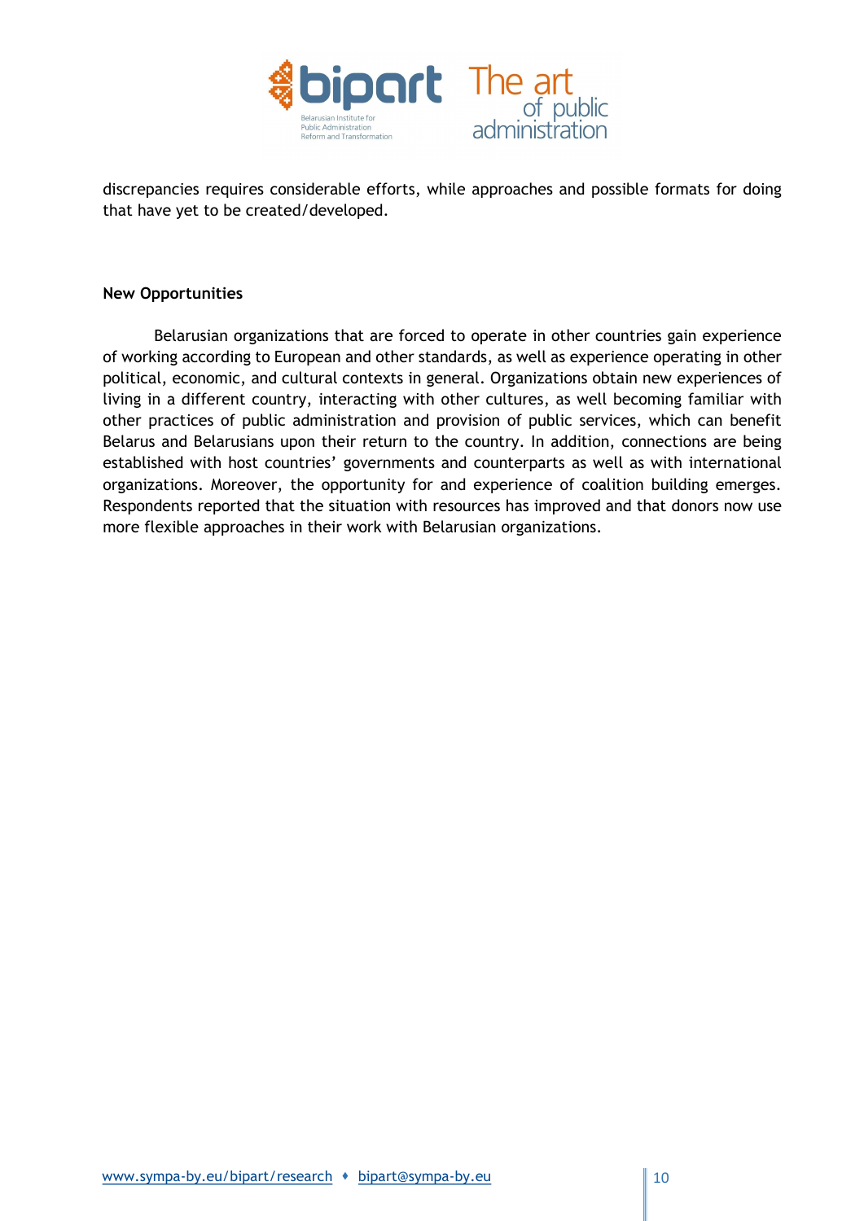discrepancies requires considerable efforts, while approaches and possible formats for doing that have yet to be created/developed.

**New Opportunities**

Belarusian organizations that are forced to operate in other countries gain experience of working according to European and other standards, as well as experience operating in other political, economic, and cultural contexts in general. Organizations obtain new experiences of living in a different country, interacting with other cultures, as well becoming familiar with other practices of public administration and provision of public services, which can benefit Belarus and Belarusians upon their return to the country. In addition, connections are being established with host countries' governments and counterparts as well as with international organizations. Moreover, the opportunity for and experience of coalition building emerges. Respondents reported that the situation with resources has improved and that donors now use more flexible approaches in their work with Belarusian organizations.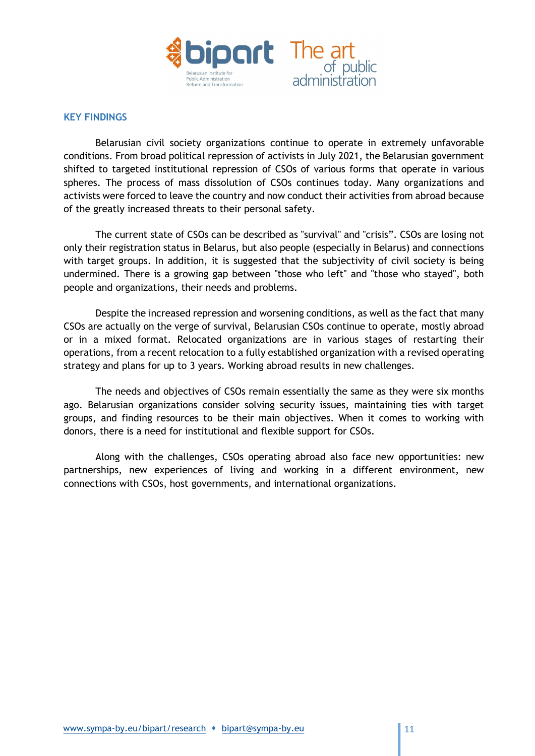## KEY FINDINGS

Belarusian civil society organizations continue to operate in extremely unfavorable conditions. From broad political repression of activists in July 2021, the Belarusian government shifted to targeted institutional repression of CSOs of various forms that operate in various spheres. The process of mass dissolution of CSOs continues today. Many organizations and activists were forced to leave the country and now conduct their activities from abroad because of the greatly increased threats to their personal safety.

The current state of CSOs can be described as "survival" and "crisis". CSOs are losing not only their registration status in Belarus, but also people (especially in Belarus) and connections with target groups. In addition, it is suggested that the subjectivity of civil society is being undermined. There is a growing gap between "those who left" and "those who stayed", both people and organizations, their needs and problems.

Despite the increased repression and worsening conditions, as well as the fact that many CSOs are actually on the verge of survival, Belarusian CSOs continue to operate, mostly abroad or in a mixed format. Relocated organizations are in various stages of restarting their operations, from a recent relocation to a fully established organization with a revised operating strategy and plans for up to 3 years. Working abroad results in new challenges.

The needs and objectives of CSOs remain essentially the same as they were six months ago. Belarusian organizations consider solving security issues, maintaining ties with target groups, and finding resources to be their main objectives. When it comes to working with donors, there is a need for institutional and flexible support for CSOs.

Along with the challenges, CSOs operating abroad also face new opportunities: new partnerships, new experiences of living and working in a different environment, new connections with CSOs, host governments, and international organizations.